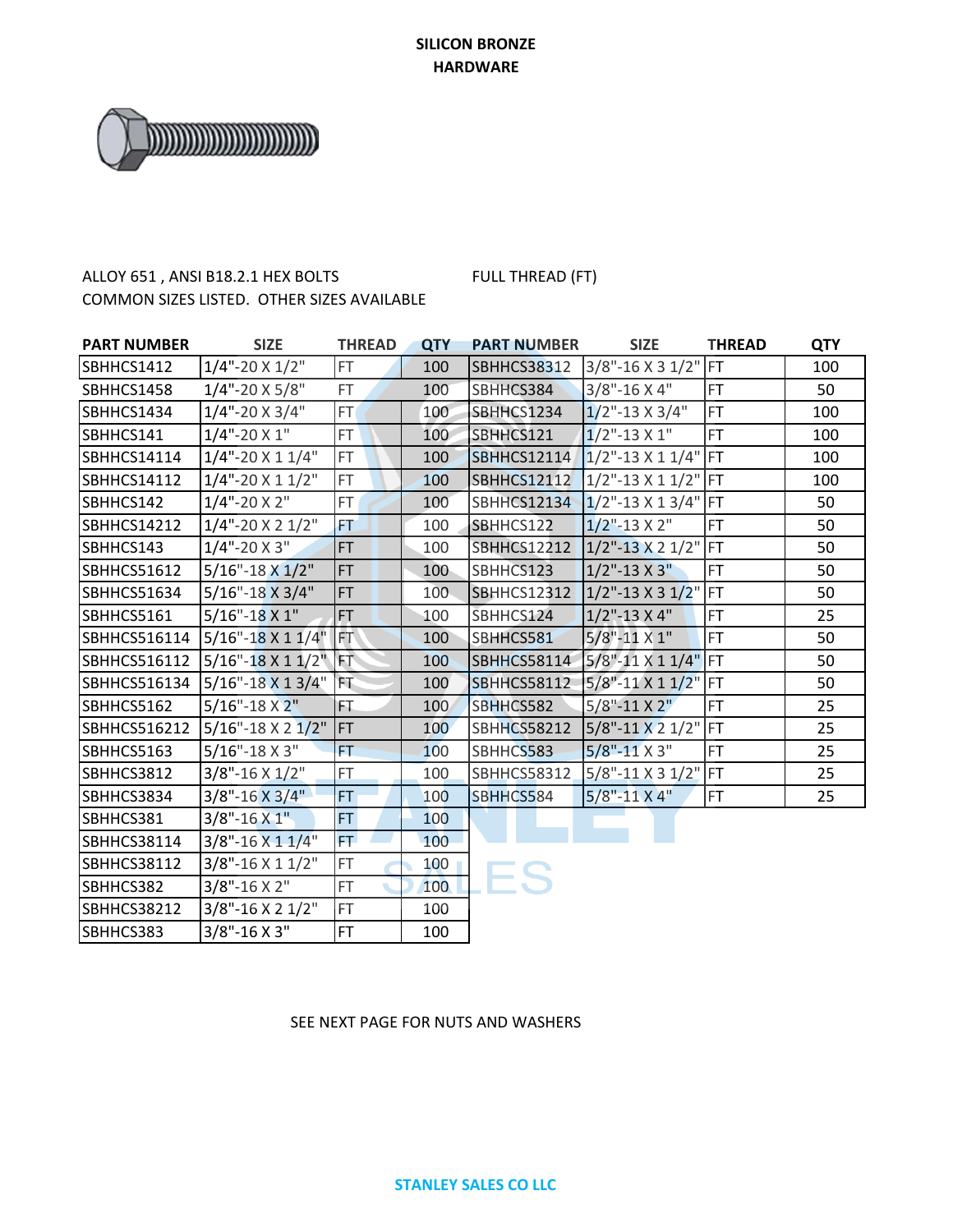# SILICON BRONZE HARDWARE

ALLOY 651 , ANSI B18.2.1 HEX BOLTS

COMMON SIZES LISTED. OTHER SIZES AVAILABLE

FULL THREAD (FT)

| PART NUMBER | SIZE | THREAD | QTY | PART NUMBER | SIZE | THREAD | QTY |
|---|---|---|---|---|---|---|---|
| SBHHCS1412 | 1/4"-20 X 1/2" | FT | 100 | SBHHCS38312 | 3/8"-16 X 3 1/2" | FT | 100 |
| SBHHCS1458 | 1/4"-20 X 5/8" | FT | 100 | SBHHCS384 | 3/8"-16 X 4" | FT | 50 |
| SBHHCS1434 | 1/4"-20 X 3/4" | FT | 100 | SBHHCS1234 | 1/2"-13 X 3/4" | FT | 100 |
| SBHHCS141 | 1/4"-20 X 1" | FT | 100 | SBHHCS121 | 1/2"-13 X 1" | FT | 100 |
| SBHHCS14114 | 1/4"-20 X 1 1/4" | FT | 100 | SBHHCS12114 | 1/2"-13 X 1 1/4" | FT | 100 |
| SBHHCS14112 | 1/4"-20 X 1 1/2" | FT | 100 | SBHHCS12112 | 1/2"-13 X 1 1/2" | FT | 100 |
| SBHHCS142 | 1/4"-20 X 2" | FT | 100 | SBHHCS12134 | 1/2"-13 X 1 3/4" | FT | 50 |
| SBHHCS14212 | 1/4"-20 X 2 1/2" | FT | 100 | SBHHCS122 | 1/2"-13 X 2" | FT | 50 |
| SBHHCS143 | 1/4"-20 X 3" | FT | 100 | SBHHCS12212 | 1/2"-13 X 2 1/2" | FT | 50 |
| SBHHCS51612 | 5/16"-18 X 1/2" | FT | 100 | SBHHCS123 | 1/2"-13 X 3" | FT | 50 |
| SBHHCS51634 | 5/16"-18 X 3/4" | FT | 100 | SBHHCS12312 | 1/2"-13 X 3 1/2" | FT | 50 |
| SBHHCS5161 | 5/16"-18 X 1" | FT | 100 | SBHHCS124 | 1/2"-13 X 4" | FT | 25 |
| SBHHCS516114 | 5/16"-18 X 1 1/4" | FT | 100 | SBHHCS581 | 5/8"-11 X 1" | FT | 50 |
| SBHHCS516112 | 5/16"-18 X 1 1/2" | FT | 100 | SBHHCS58114 | 5/8"-11 X 1 1/4" | FT | 50 |
| SBHHCS516134 | 5/16"-18 X 1 3/4" | FT | 100 | SBHHCS58112 | 5/8"-11 X 1 1/2" | FT | 50 |
| SBHHCS5162 | 5/16"-18 X 2" | FT | 100 | SBHHCS582 | 5/8"-11 X 2" | FT | 25 |
| SBHHCS516212 | 5/16"-18 X 2 1/2" | FT | 100 | SBHHCS58212 | 5/8"-11 X 2 1/2" | FT | 25 |
| SBHHCS5163 | 5/16"-18 X 3" | FT | 100 | SBHHCS583 | 5/8"-11 X 3" | FT | 25 |
| SBHHCS3812 | 3/8"-16 X 1/2" | FT | 100 | SBHHCS58312 | 5/8"-11 X 3 1/2" | FT | 25 |
| SBHHCS3834 | 3/8"-16 X 3/4" | FT | 100 | SBHHCS584 | 5/8"-11 X 4" | FT | 25 |
| SBHHCS381 | 3/8"-16 X 1" | FT | 100 | | | | |
| SBHHCS38114 | 3/8"-16 X 1 1/4" | FT | 100 | | | | |
| SBHHCS38112 | 3/8"-16 X 1 1/2" | FT | 100 | | | | |
| SBHHCS382 | 3/8"-16 X 2" | FT | 100 | | | | |
| SBHHCS38212 | 3/8"-16 X 2 1/2" | FT | 100 | | | | |
| SBHHCS383 | 3/8"-16 X 3" | FT | 100 | | | | |

SEE NEXT PAGE FOR NUTS AND WASHERS

STANLEY SALES CO LLC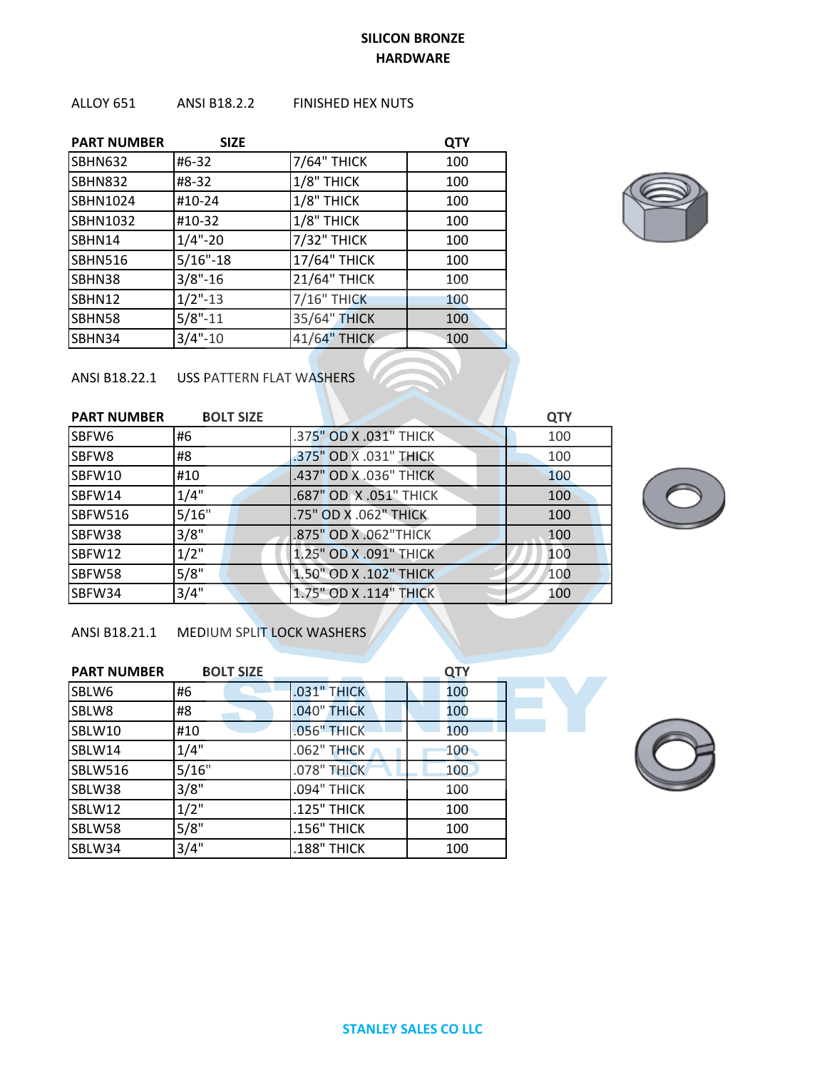# SILICON BRONZE HARDWARE

ALLOY 651 ANSI B18.2.2 FINISHED HEX NUTS

| PART NUMBER | SIZE | | QTY |
|---|---|---|---|
| SBHN632 | #6-32 | 7/64" THICK | 100 |
| SBHN832 | #8-32 | 1/8" THICK | 100 |
| SBHN1024 | #10-24 | 1/8" THICK | 100 |
| SBHN1032 | #10-32 | 1/8" THICK | 100 |
| SBHN14 | 1/4"-20 | 7/32" THICK | 100 |
| SBHN516 | 5/16"-18 | 17/64" THICK | 100 |
| SBHN38 | 3/8"-16 | 21/64" THICK | 100 |
| SBHN12 | 1/2"-13 | 7/16" THICK | 100 |
| SBHN58 | 5/8"-11 | 35/64" THICK | 100 |
| SBHN34 | 3/4"-10 | 41/64" THICK | 100 |

ANSI B18.22.1 USS PATTERN FLAT WASHERS

| PART NUMBER | BOLT SIZE | | QTY |
|---|---|---|---|
| SBFW6 | #6 | .375" OD X .031" THICK | 100 |
| SBFW8 | #8 | .375" OD X .031" THICK | 100 |
| SBFW10 | #10 | .437" OD X .036" THICK | 100 |
| SBFW14 | 1/4" | .687" OD X .051" THICK | 100 |
| SBFW516 | 5/16" | .75" OD X .062" THICK | 100 |
| SBFW38 | 3/8" | .875" OD X .062"THICK | 100 |
| SBFW12 | 1/2" | 1.25" OD X .091" THICK | 100 |
| SBFW58 | 5/8" | 1.50" OD X .102" THICK | 100 |
| SBFW34 | 3/4" | 1.75" OD X .114" THICK | 100 |

ANSI B18.21.1 MEDIUM SPLIT LOCK WASHERS

| PART NUMBER | BOLT SIZE | | QTY |
|---|---|---|---|
| SBLW6 | #6 | .031" THICK | 100 |
| SBLW8 | #8 | .040" THICK | 100 |
| SBLW10 | #10 | .056" THICK | 100 |
| SBLW14 | 1/4" | .062" THICK | 100 |
| SBLW516 | 5/16" | .078" THICK | 100 |
| SBLW38 | 3/8" | .094" THICK | 100 |
| SBLW12 | 1/2" | .125" THICK | 100 |
| SBLW58 | 5/8" | .156" THICK | 100 |
| SBLW34 | 3/4" | .188" THICK | 100 |

STANLEY SALES CO LLC